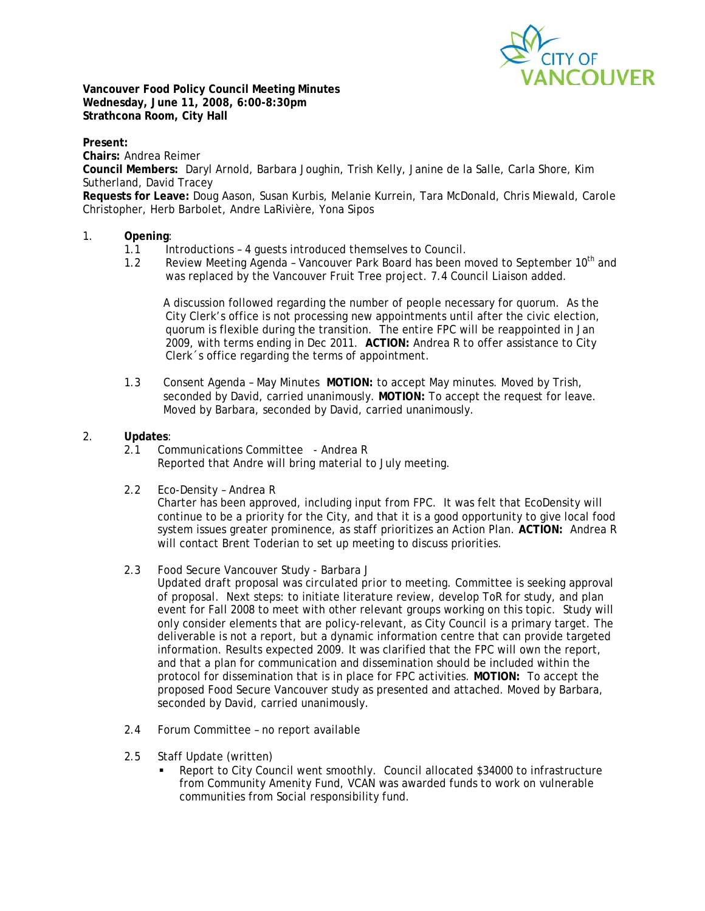**Vancouver Food Policy Council Meeting Minutes**
**Wednesday, June 11, 2008, 6:00-8:30pm**
**Strathcona Room, City Hall**

**Present:**
**Chairs:** Andrea Reimer
**Council Members:** Daryl Arnold, Barbara Joughin, Trish Kelly, Janine de la Salle, Carla Shore, Kim Sutherland, David Tracey
**Requests for Leave:** Doug Aason, Susan Kurbis, Melanie Kurrein, Tara McDonald, Chris Miewald, Carole Christopher, Herb Barbolet, Andre LaRivière, Yona Sipos

1. **Opening**:
   1.1 Introductions – 4 guests introduced themselves to Council.
   1.2 Review Meeting Agenda – Vancouver Park Board has been moved to September 10th and was replaced by the Vancouver Fruit Tree project. 7.4 Council Liaison added.

   A discussion followed regarding the number of people necessary for quorum. As the City Clerk's office is not processing new appointments until after the civic election, quorum is flexible during the transition. The entire FPC will be reappointed in Jan 2009, with terms ending in Dec 2011. **ACTION:** Andrea R to offer assistance to City Clerk´s office regarding the terms of appointment.

   1.3 Consent Agenda – May Minutes **MOTION:** to accept May minutes. Moved by Trish, seconded by David, carried unanimously. **MOTION:** To accept the request for leave. Moved by Barbara, seconded by David, carried unanimously.

2. **Updates**:
   2.1 Communications Committee - Andrea R
   Reported that Andre will bring material to July meeting.

   2.2 Eco-Density – Andrea R
   Charter has been approved, including input from FPC. It was felt that EcoDensity will continue to be a priority for the City, and that it is a good opportunity to give local food system issues greater prominence, as staff prioritizes an Action Plan. **ACTION:** Andrea R will contact Brent Toderian to set up meeting to discuss priorities.

   2.3 Food Secure Vancouver Study - Barbara J
   Updated draft proposal was circulated prior to meeting. Committee is seeking approval of proposal. Next steps: to initiate literature review, develop ToR for study, and plan event for Fall 2008 to meet with other relevant groups working on this topic. Study will only consider elements that are policy-relevant, as City Council is a primary target. The deliverable is not a report, but a dynamic information centre that can provide targeted information. Results expected 2009. It was clarified that the FPC will own the report, and that a plan for communication and dissemination should be included within the protocol for dissemination that is in place for FPC activities. **MOTION:** To accept the proposed Food Secure Vancouver study as presented and attached. Moved by Barbara, seconded by David, carried unanimously.

   2.4 Forum Committee – no report available

   2.5 Staff Update (written)
   - Report to City Council went smoothly. Council allocated $34000 to infrastructure from Community Amenity Fund, VCAN was awarded funds to work on vulnerable communities from Social responsibility fund.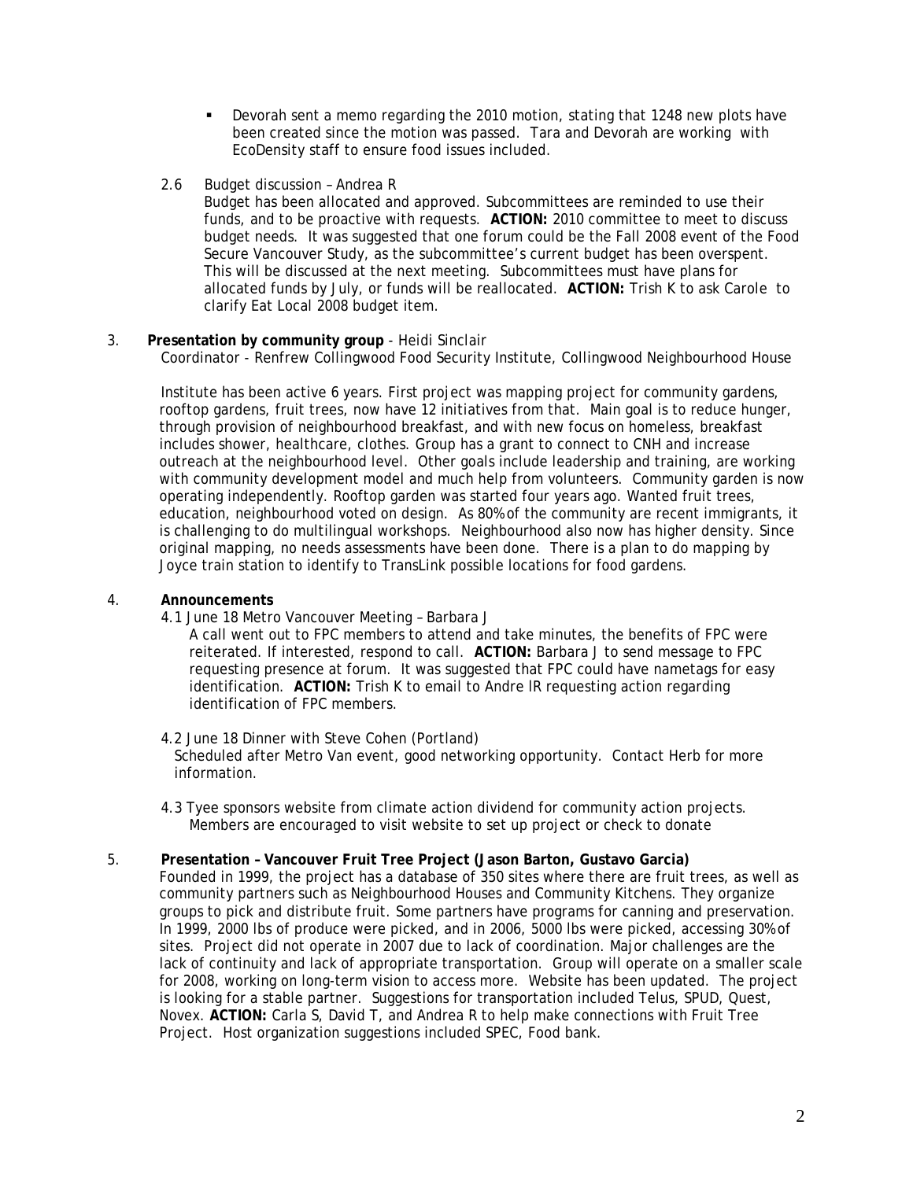- Devorah sent a memo regarding the 2010 motion, stating that 1248 new plots have been created since the motion was passed. Tara and Devorah are working with EcoDensity staff to ensure food issues included.

2.6 Budget discussion – Andrea R

Budget has been allocated and approved. Subcommittees are reminded to use their funds, and to be proactive with requests. **ACTION:** 2010 committee to meet to discuss budget needs. It was suggested that one forum could be the Fall 2008 event of the Food Secure Vancouver Study, as the subcommittee's current budget has been overspent. This will be discussed at the next meeting. Subcommittees must have plans for allocated funds by July, or funds will be reallocated. **ACTION:** Trish K to ask Carole to clarify Eat Local 2008 budget item.

3. **Presentation by community group** - Heidi Sinclair

Coordinator - Renfrew Collingwood Food Security Institute, Collingwood Neighbourhood House

Institute has been active 6 years. First project was mapping project for community gardens, rooftop gardens, fruit trees, now have 12 initiatives from that. Main goal is to reduce hunger, through provision of neighbourhood breakfast, and with new focus on homeless, breakfast includes shower, healthcare, clothes. Group has a grant to connect to CNH and increase outreach at the neighbourhood level. Other goals include leadership and training, are working with community development model and much help from volunteers. Community garden is now operating independently. Rooftop garden was started four years ago. Wanted fruit trees, education, neighbourhood voted on design. As 80% of the community are recent immigrants, it is challenging to do multilingual workshops. Neighbourhood also now has higher density. Since original mapping, no needs assessments have been done. There is a plan to do mapping by Joyce train station to identify to TransLink possible locations for food gardens.

4. **Announcements**

4.1 June 18 Metro Vancouver Meeting – Barbara J

A call went out to FPC members to attend and take minutes, the benefits of FPC were reiterated. If interested, respond to call. **ACTION:** Barbara J to send message to FPC requesting presence at forum. It was suggested that FPC could have nametags for easy identification. **ACTION:** Trish K to email to Andre lR requesting action regarding identification of FPC members.

4.2 June 18 Dinner with Steve Cohen (Portland)

Scheduled after Metro Van event, good networking opportunity. Contact Herb for more information.

4.3 Tyee sponsors website from climate action dividend for community action projects. Members are encouraged to visit website to set up project or check to donate

5. **Presentation – Vancouver Fruit Tree Project (Jason Barton, Gustavo Garcia)**

Founded in 1999, the project has a database of 350 sites where there are fruit trees, as well as community partners such as Neighbourhood Houses and Community Kitchens. They organize groups to pick and distribute fruit. Some partners have programs for canning and preservation. In 1999, 2000 lbs of produce were picked, and in 2006, 5000 lbs were picked, accessing 30% of sites. Project did not operate in 2007 due to lack of coordination. Major challenges are the lack of continuity and lack of appropriate transportation. Group will operate on a smaller scale for 2008, working on long-term vision to access more. Website has been updated. The project is looking for a stable partner. Suggestions for transportation included Telus, SPUD, Quest, Novex. **ACTION:** Carla S, David T, and Andrea R to help make connections with Fruit Tree Project. Host organization suggestions included SPEC, Food bank.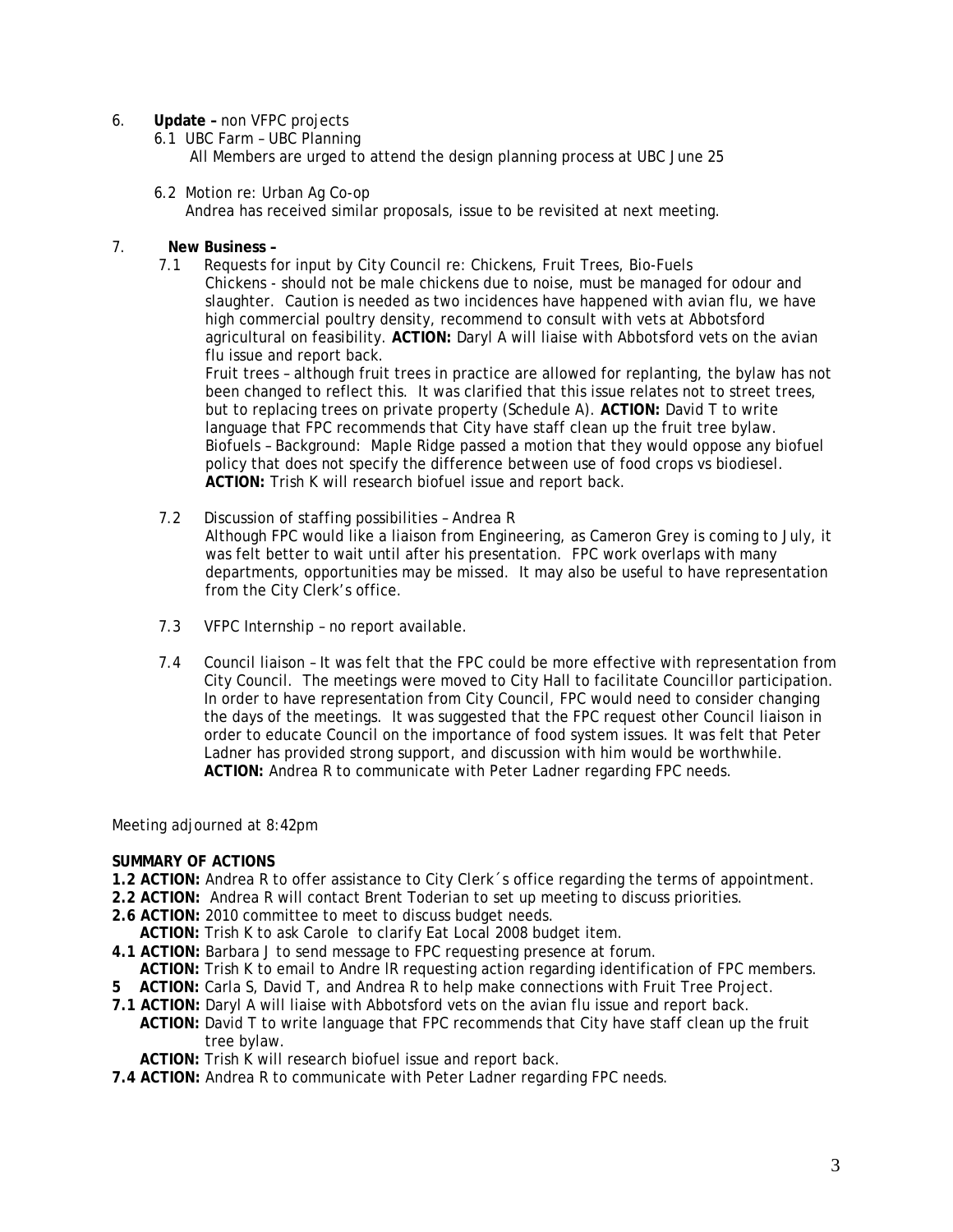6. **Update –** non VFPC projects
   6.1 UBC Farm – UBC Planning
   All Members are urged to attend the design planning process at UBC June 25

   6.2 Motion re: Urban Ag Co-op
   Andrea has received similar proposals, issue to be revisited at next meeting.

7. **New Business –**
   7.1 Requests for input by City Council re: Chickens, Fruit Trees, Bio-Fuels
   Chickens - should not be male chickens due to noise, must be managed for odour and slaughter. Caution is needed as two incidences have happened with avian flu, we have high commercial poultry density, recommend to consult with vets at Abbotsford agricultural on feasibility. **ACTION:** Daryl A will liaise with Abbotsford vets on the avian flu issue and report back.
   Fruit trees – although fruit trees in practice are allowed for replanting, the bylaw has not been changed to reflect this. It was clarified that this issue relates not to street trees, but to replacing trees on private property (Schedule A). **ACTION:** David T to write language that FPC recommends that City have staff clean up the fruit tree bylaw.
   Biofuels – Background: Maple Ridge passed a motion that they would oppose any biofuel policy that does not specify the difference between use of food crops vs biodiesel. **ACTION:** Trish K will research biofuel issue and report back.

   7.2 Discussion of staffing possibilities – Andrea R
   Although FPC would like a liaison from Engineering, as Cameron Grey is coming to July, it was felt better to wait until after his presentation. FPC work overlaps with many departments, opportunities may be missed. It may also be useful to have representation from the City Clerk's office.

   7.3 VFPC Internship – no report available.

   7.4 Council liaison – It was felt that the FPC could be more effective with representation from City Council. The meetings were moved to City Hall to facilitate Councillor participation. In order to have representation from City Council, FPC would need to consider changing the days of the meetings. It was suggested that the FPC request other Council liaison in order to educate Council on the importance of food system issues. It was felt that Peter Ladner has provided strong support, and discussion with him would be worthwhile. **ACTION:** Andrea R to communicate with Peter Ladner regarding FPC needs.

Meeting adjourned at 8:42pm

**SUMMARY OF ACTIONS**

**1.2 ACTION:** Andrea R to offer assistance to City Clerk´s office regarding the terms of appointment.
**2.2 ACTION:** Andrea R will contact Brent Toderian to set up meeting to discuss priorities.
**2.6 ACTION:** 2010 committee to meet to discuss budget needs.
**ACTION:** Trish K to ask Carole to clarify Eat Local 2008 budget item.
**4.1 ACTION:** Barbara J to send message to FPC requesting presence at forum.
**ACTION:** Trish K to email to Andre IR requesting action regarding identification of FPC members.
**5 ACTION:** Carla S, David T, and Andrea R to help make connections with Fruit Tree Project.
**7.1 ACTION:** Daryl A will liaise with Abbotsford vets on the avian flu issue and report back.
**ACTION:** David T to write language that FPC recommends that City have staff clean up the fruit tree bylaw.
**ACTION:** Trish K will research biofuel issue and report back.
**7.4 ACTION:** Andrea R to communicate with Peter Ladner regarding FPC needs.